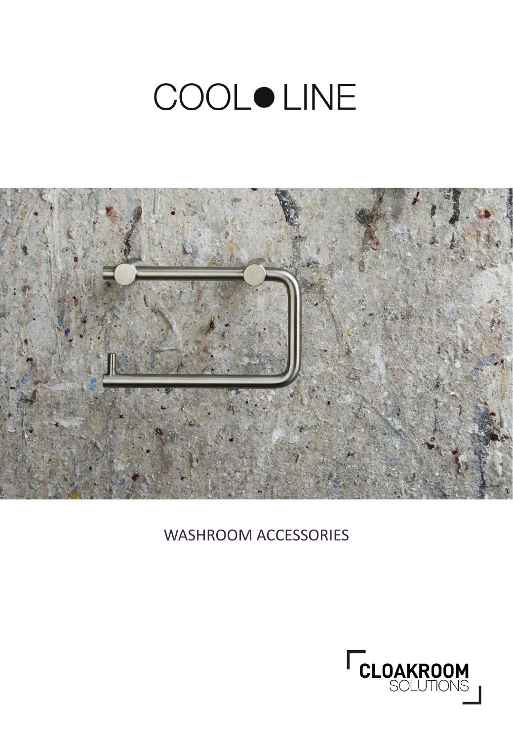# COOL● LINE

WASHROOM ACCESSORIES

CLOAKROOM SOLUTIONS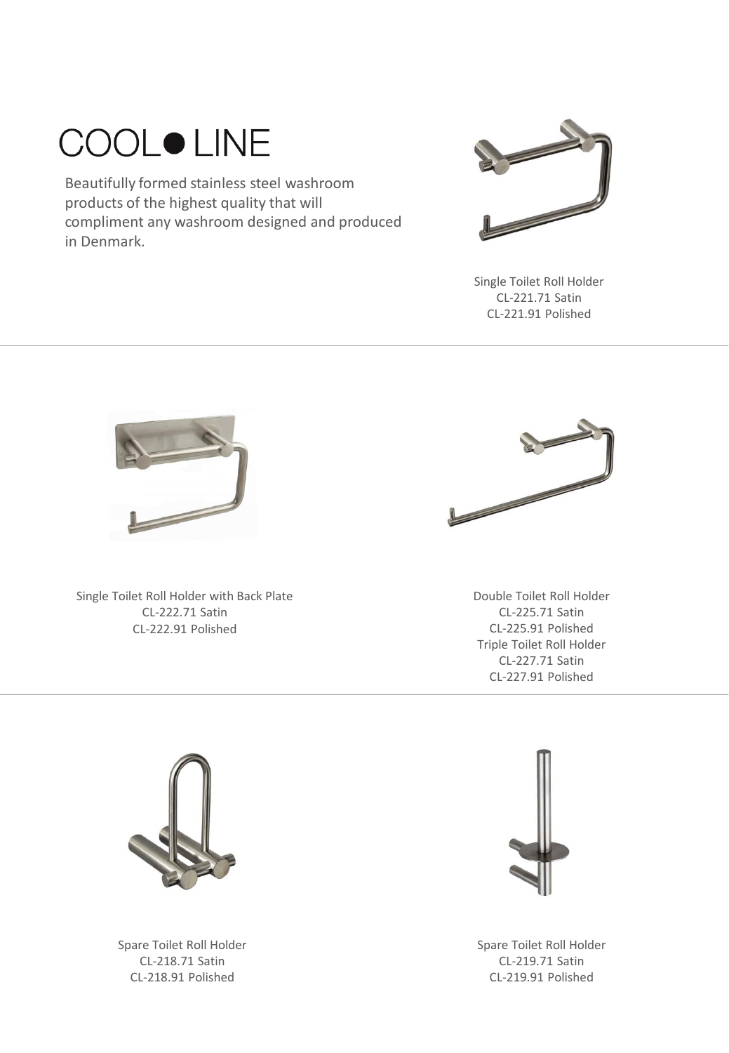# COOL● LINE

Beautifully formed stainless steel washroom products of the highest quality that will compliment any washroom designed and produced in Denmark.

Single Toilet Roll Holder
CL-221.71 Satin
CL-221.91 Polished

---

Single Toilet Roll Holder with Back Plate
CL-222.71 Satin
CL-222.91 Polished

Double Toilet Roll Holder
CL-225.71 Satin
CL-225.91 Polished
Triple Toilet Roll Holder
CL-227.71 Satin
CL-227.91 Polished

---

Spare Toilet Roll Holder
CL-218.71 Satin
CL-218.91 Polished

Spare Toilet Roll Holder
CL-219.71 Satin
CL-219.91 Polished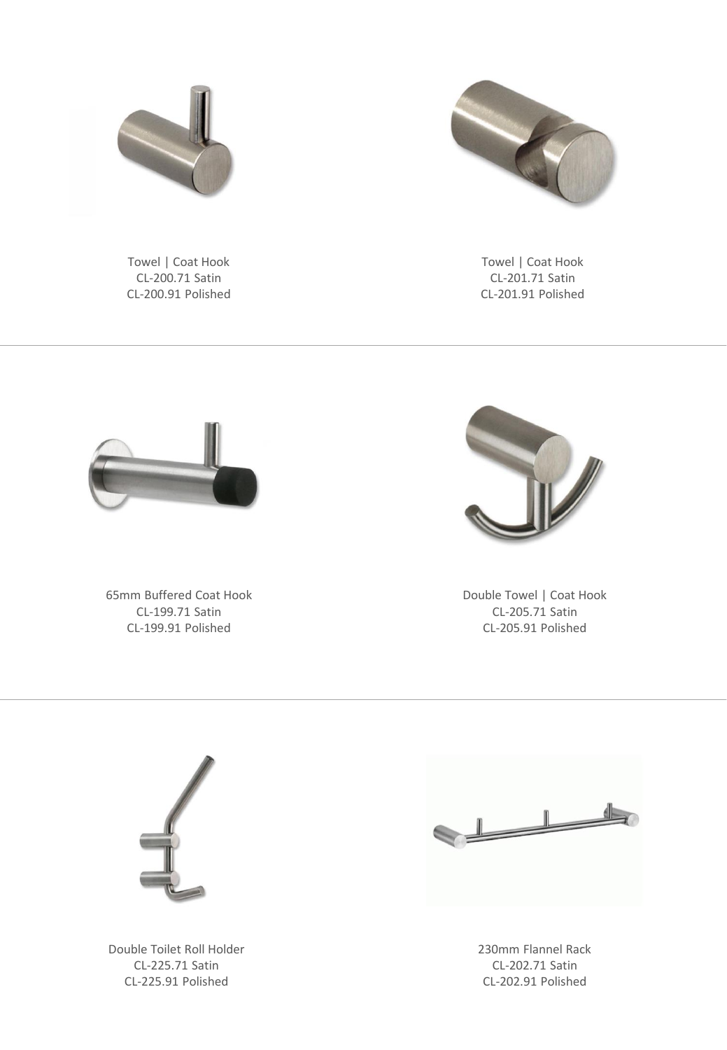Towel | Coat Hook
CL-200.71 Satin
CL-200.91 Polished

Towel | Coat Hook
CL-201.71 Satin
CL-201.91 Polished

---

65mm Buffered Coat Hook
CL-199.71 Satin
CL-199.91 Polished

Double Towel | Coat Hook
CL-205.71 Satin
CL-205.91 Polished

---

Double Toilet Roll Holder
CL-225.71 Satin
CL-225.91 Polished

230mm Flannel Rack
CL-202.71 Satin
CL-202.91 Polished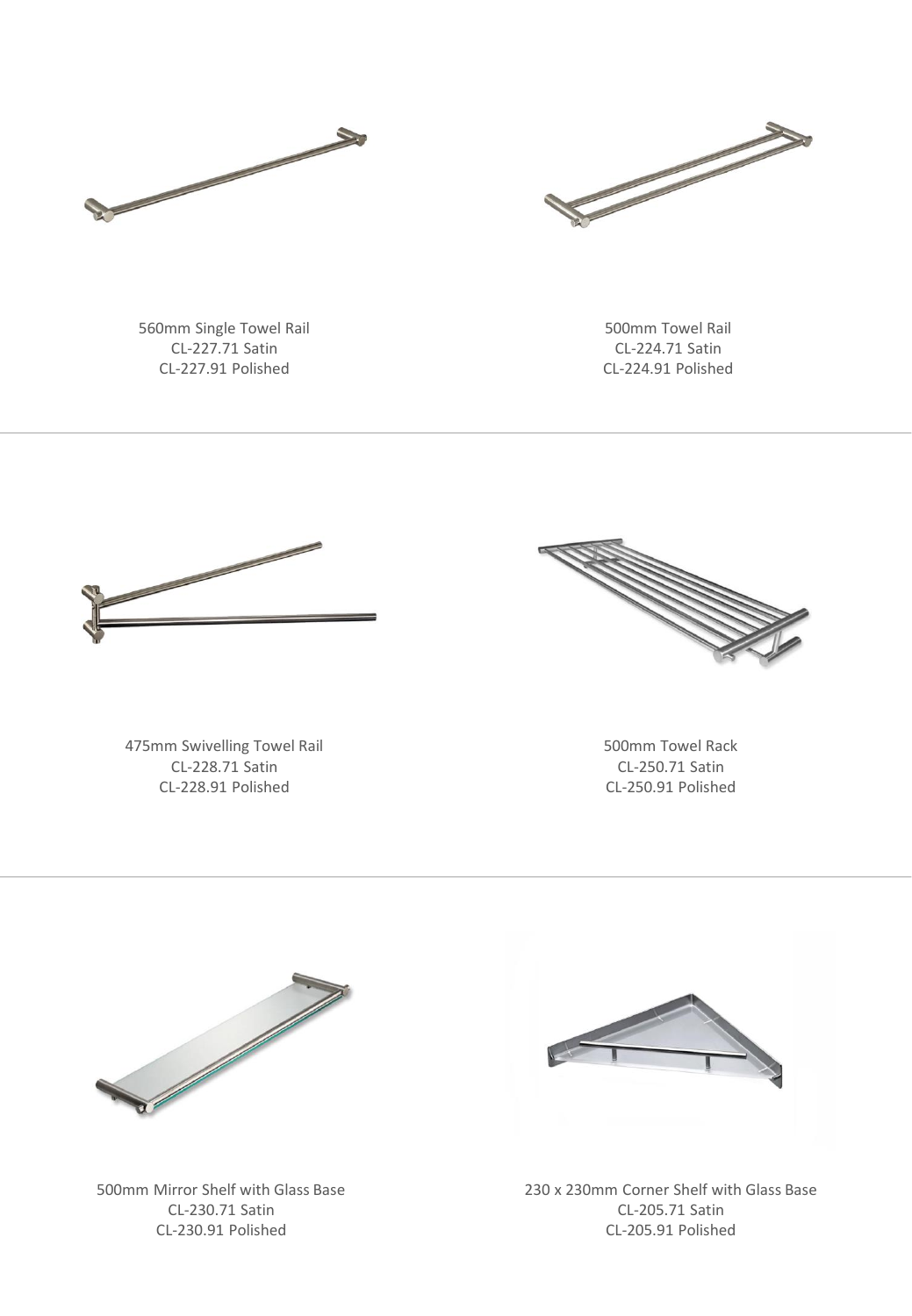560mm Single Towel Rail
CL-227.71 Satin
CL-227.91 Polished

500mm Towel Rail
CL-224.71 Satin
CL-224.91 Polished

---

475mm Swivelling Towel Rail
CL-228.71 Satin
CL-228.91 Polished

500mm Towel Rack
CL-250.71 Satin
CL-250.91 Polished

---

500mm Mirror Shelf with Glass Base
CL-230.71 Satin
CL-230.91 Polished

230 x 230mm Corner Shelf with Glass Base
CL-205.71 Satin
CL-205.91 Polished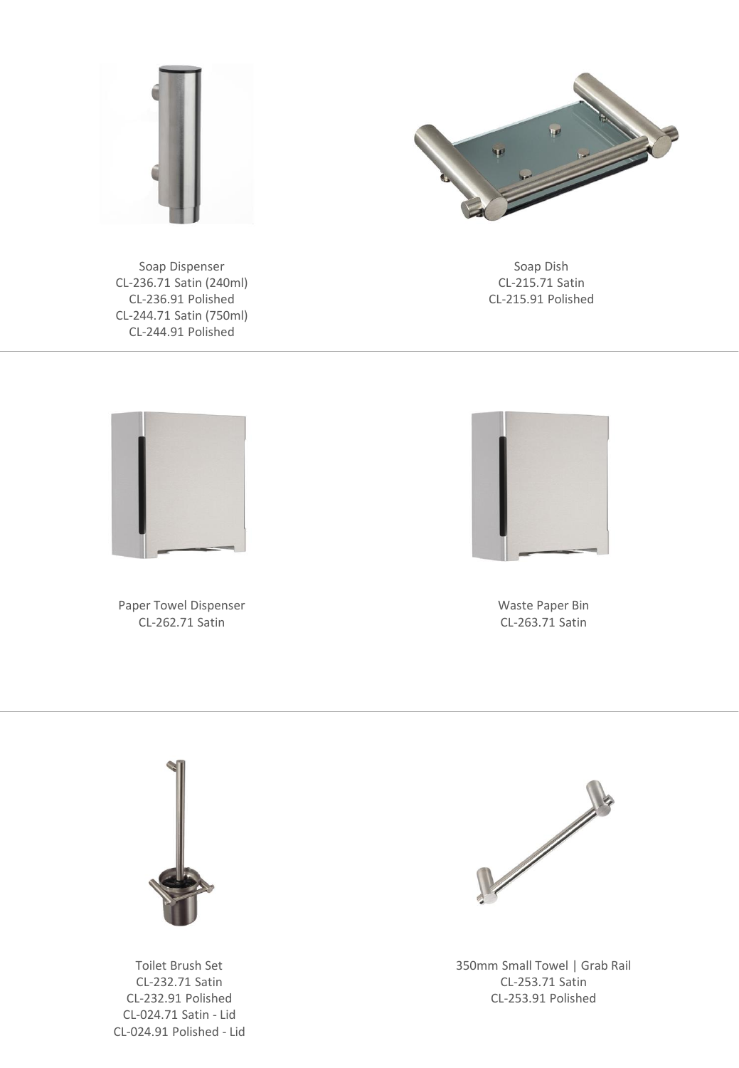Soap Dispenser
CL-236.71 Satin (240ml)
CL-236.91 Polished
CL-244.71 Satin (750ml)
CL-244.91 Polished

Soap Dish
CL-215.71 Satin
CL-215.91 Polished

---

Paper Towel Dispenser
CL-262.71 Satin

Waste Paper Bin
CL-263.71 Satin

---

Toilet Brush Set
CL-232.71 Satin
CL-232.91 Polished
CL-024.71 Satin - Lid
CL-024.91 Polished - Lid

350mm Small Towel | Grab Rail
CL-253.71 Satin
CL-253.91 Polished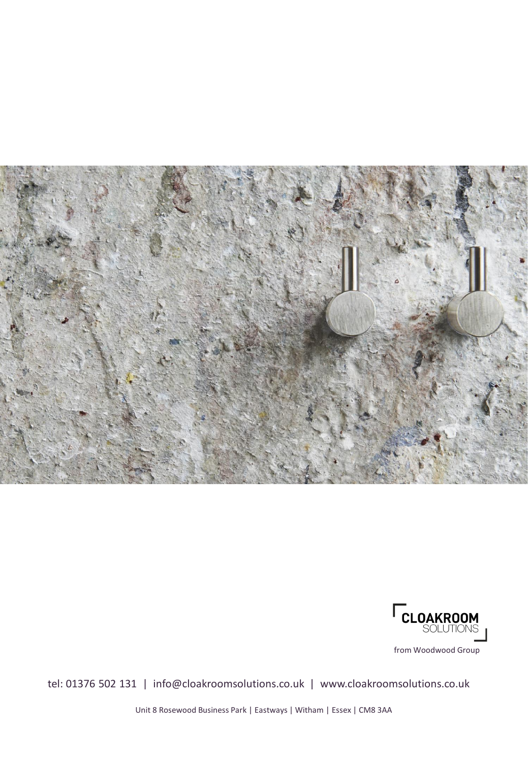CLOAKROOM
SOLUTIONS

from Woodwood Group

tel: 01376 502 131 | info@cloakroomsolutions.co.uk | www.cloakroomsolutions.co.uk

Unit 8 Rosewood Business Park | Eastways | Witham | Essex | CM8 3AA